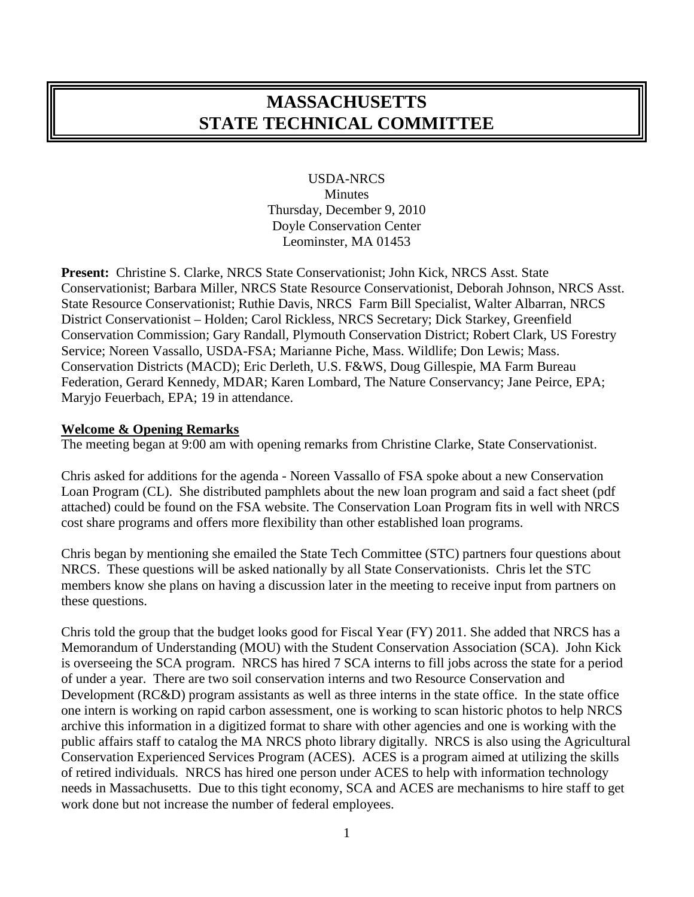# MASSACHUSETTS STATE TECHNICAL COMMITTEE

USDA-NRCS
Minutes
Thursday, December 9, 2010
Doyle Conservation Center
Leominster, MA 01453

**Present:** Christine S. Clarke, NRCS State Conservationist; John Kick, NRCS Asst. State Conservationist; Barbara Miller, NRCS State Resource Conservationist, Deborah Johnson, NRCS Asst. State Resource Conservationist; Ruthie Davis, NRCS Farm Bill Specialist, Walter Albarran, NRCS District Conservationist – Holden; Carol Rickless, NRCS Secretary; Dick Starkey, Greenfield Conservation Commission; Gary Randall, Plymouth Conservation District; Robert Clark, US Forestry Service; Noreen Vassallo, USDA-FSA; Marianne Piche, Mass. Wildlife; Don Lewis; Mass. Conservation Districts (MACD); Eric Derleth, U.S. F&WS, Doug Gillespie, MA Farm Bureau Federation, Gerard Kennedy, MDAR; Karen Lombard, The Nature Conservancy; Jane Peirce, EPA; Maryjo Feuerbach, EPA; 19 in attendance.

## Welcome & Opening Remarks

The meeting began at 9:00 am with opening remarks from Christine Clarke, State Conservationist.

Chris asked for additions for the agenda - Noreen Vassallo of FSA spoke about a new Conservation Loan Program (CL). She distributed pamphlets about the new loan program and said a fact sheet (pdf attached) could be found on the FSA website. The Conservation Loan Program fits in well with NRCS cost share programs and offers more flexibility than other established loan programs.

Chris began by mentioning she emailed the State Tech Committee (STC) partners four questions about NRCS. These questions will be asked nationally by all State Conservationists. Chris let the STC members know she plans on having a discussion later in the meeting to receive input from partners on these questions.

Chris told the group that the budget looks good for Fiscal Year (FY) 2011. She added that NRCS has a Memorandum of Understanding (MOU) with the Student Conservation Association (SCA). John Kick is overseeing the SCA program. NRCS has hired 7 SCA interns to fill jobs across the state for a period of under a year. There are two soil conservation interns and two Resource Conservation and Development (RC&D) program assistants as well as three interns in the state office. In the state office one intern is working on rapid carbon assessment, one is working to scan historic photos to help NRCS archive this information in a digitized format to share with other agencies and one is working with the public affairs staff to catalog the MA NRCS photo library digitally. NRCS is also using the Agricultural Conservation Experienced Services Program (ACES). ACES is a program aimed at utilizing the skills of retired individuals. NRCS has hired one person under ACES to help with information technology needs in Massachusetts. Due to this tight economy, SCA and ACES are mechanisms to hire staff to get work done but not increase the number of federal employees.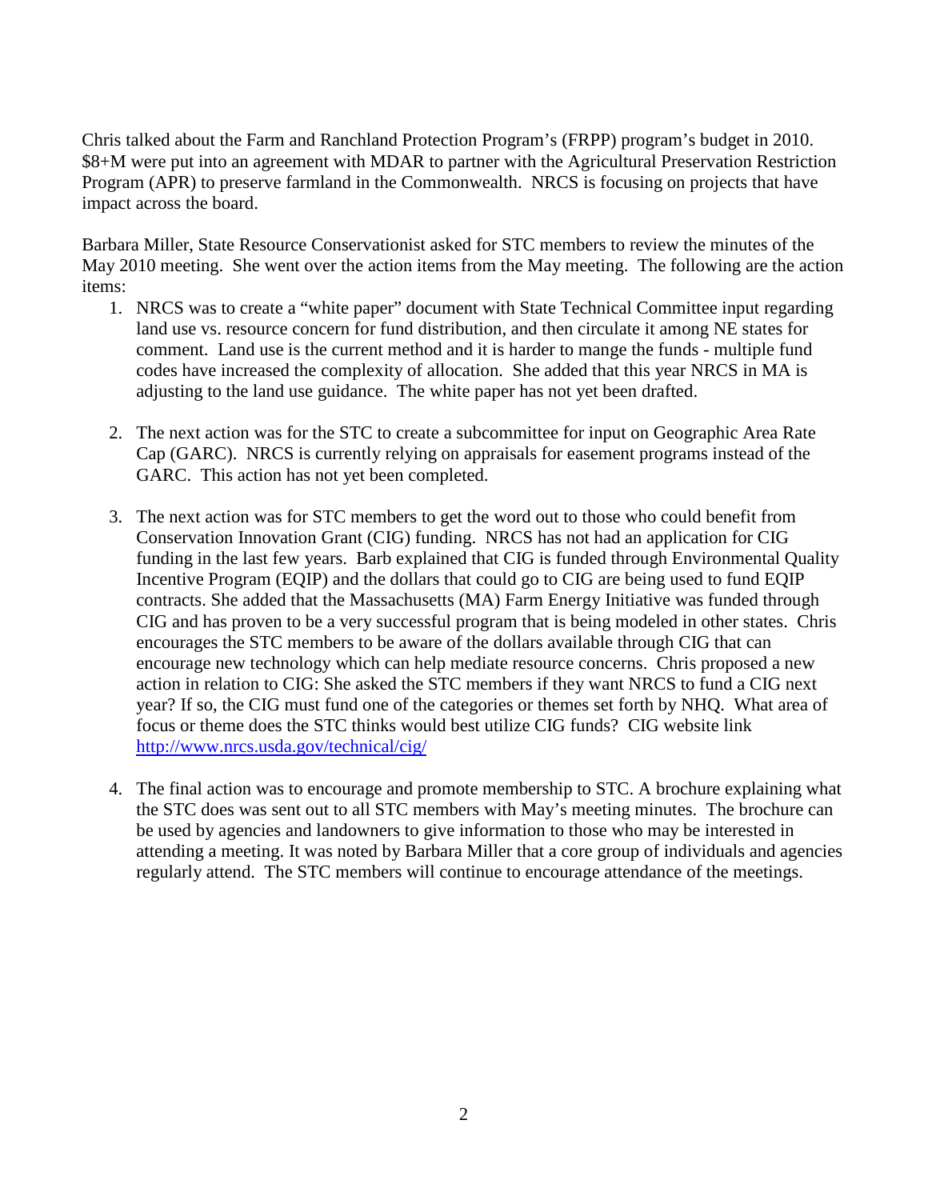Chris talked about the Farm and Ranchland Protection Program's (FRPP) program's budget in 2010. $8+M were put into an agreement with MDAR to partner with the Agricultural Preservation Restriction Program (APR) to preserve farmland in the Commonwealth. NRCS is focusing on projects that have impact across the board.

Barbara Miller, State Resource Conservationist asked for STC members to review the minutes of the May 2010 meeting. She went over the action items from the May meeting. The following are the action items:

1. NRCS was to create a "white paper" document with State Technical Committee input regarding land use vs. resource concern for fund distribution, and then circulate it among NE states for comment. Land use is the current method and it is harder to mange the funds - multiple fund codes have increased the complexity of allocation. She added that this year NRCS in MA is adjusting to the land use guidance. The white paper has not yet been drafted.

2. The next action was for the STC to create a subcommittee for input on Geographic Area Rate Cap (GARC). NRCS is currently relying on appraisals for easement programs instead of the GARC. This action has not yet been completed.

3. The next action was for STC members to get the word out to those who could benefit from Conservation Innovation Grant (CIG) funding. NRCS has not had an application for CIG funding in the last few years. Barb explained that CIG is funded through Environmental Quality Incentive Program (EQIP) and the dollars that could go to CIG are being used to fund EQIP contracts. She added that the Massachusetts (MA) Farm Energy Initiative was funded through CIG and has proven to be a very successful program that is being modeled in other states. Chris encourages the STC members to be aware of the dollars available through CIG that can encourage new technology which can help mediate resource concerns. Chris proposed a new action in relation to CIG: She asked the STC members if they want NRCS to fund a CIG next year? If so, the CIG must fund one of the categories or themes set forth by NHQ. What area of focus or theme does the STC thinks would best utilize CIG funds? CIG website link http://www.nrcs.usda.gov/technical/cig/

4. The final action was to encourage and promote membership to STC. A brochure explaining what the STC does was sent out to all STC members with May's meeting minutes. The brochure can be used by agencies and landowners to give information to those who may be interested in attending a meeting. It was noted by Barbara Miller that a core group of individuals and agencies regularly attend. The STC members will continue to encourage attendance of the meetings.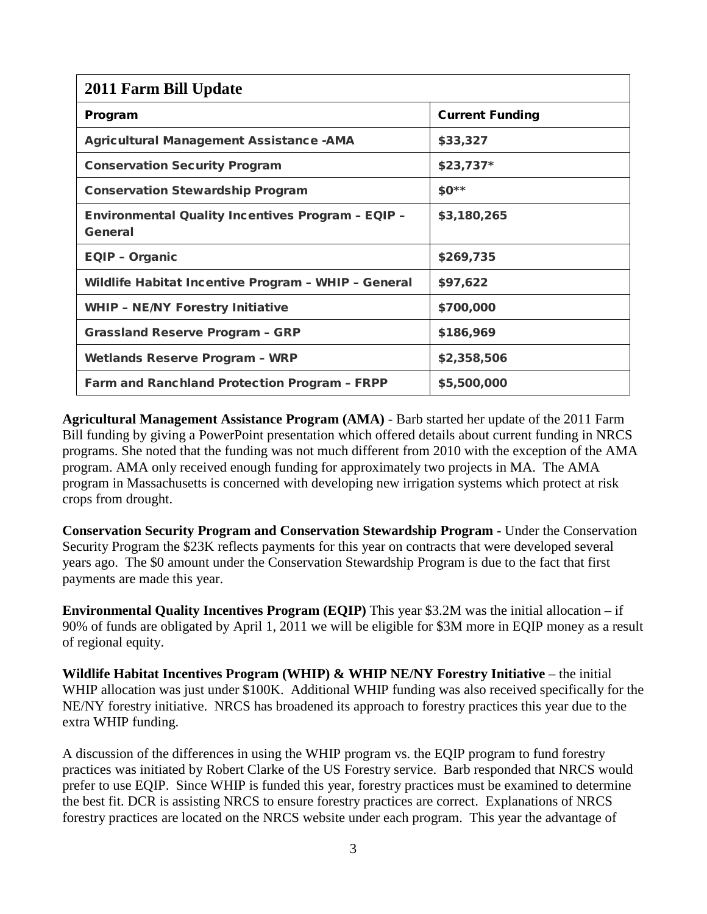| 2011 Farm Bill Update | |
|---|---|
| **Program** | **Current Funding** |
| Agricultural Management Assistance -AMA | $33,327 |
| Conservation Security Program | $23,737* |
| Conservation Stewardship Program | $0** |
| Environmental Quality Incentives Program – EQIP – General | $3,180,265 |
| EQIP – Organic | $269,735 |
| Wildlife Habitat Incentive Program – WHIP – General | $97,622 |
| WHIP – NE/NY Forestry Initiative | $700,000 |
| Grassland Reserve Program – GRP | $186,969 |
| Wetlands Reserve Program – WRP | $2,358,506 |
| Farm and Ranchland Protection Program – FRPP | $5,500,000 |

**Agricultural Management Assistance Program (AMA)** - Barb started her update of the 2011 Farm Bill funding by giving a PowerPoint presentation which offered details about current funding in NRCS programs. She noted that the funding was not much different from 2010 with the exception of the AMA program. AMA only received enough funding for approximately two projects in MA. The AMA program in Massachusetts is concerned with developing new irrigation systems which protect at risk crops from drought.

**Conservation Security Program and Conservation Stewardship Program -** Under the Conservation Security Program the $23K reflects payments for this year on contracts that were developed several years ago. The $0 amount under the Conservation Stewardship Program is due to the fact that first payments are made this year.

**Environmental Quality Incentives Program (EQIP)** This year $3.2M was the initial allocation – if 90% of funds are obligated by April 1, 2011 we will be eligible for $3M more in EQIP money as a result of regional equity.

**Wildlife Habitat Incentives Program (WHIP) & WHIP NE/NY Forestry Initiative** – the initial WHIP allocation was just under $100K. Additional WHIP funding was also received specifically for the NE/NY forestry initiative. NRCS has broadened its approach to forestry practices this year due to the extra WHIP funding.

A discussion of the differences in using the WHIP program vs. the EQIP program to fund forestry practices was initiated by Robert Clarke of the US Forestry service. Barb responded that NRCS would prefer to use EQIP. Since WHIP is funded this year, forestry practices must be examined to determine the best fit. DCR is assisting NRCS to ensure forestry practices are correct. Explanations of NRCS forestry practices are located on the NRCS website under each program. This year the advantage of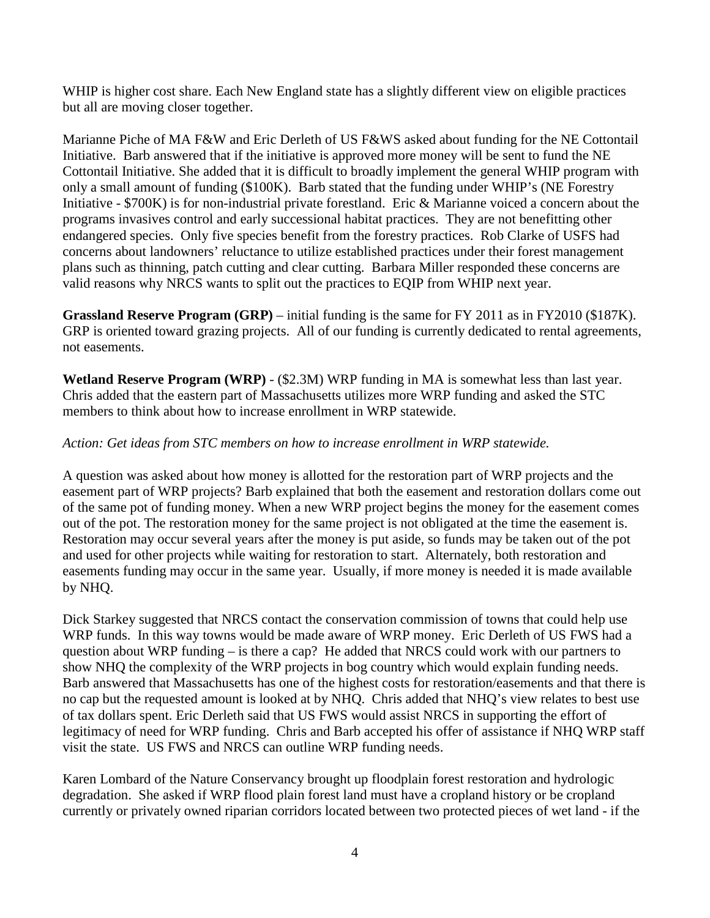WHIP is higher cost share. Each New England state has a slightly different view on eligible practices but all are moving closer together.

Marianne Piche of MA F&W and Eric Derleth of US F&WS asked about funding for the NE Cottontail Initiative. Barb answered that if the initiative is approved more money will be sent to fund the NE Cottontail Initiative. She added that it is difficult to broadly implement the general WHIP program with only a small amount of funding ($100K). Barb stated that the funding under WHIP's (NE Forestry Initiative - $700K) is for non-industrial private forestland. Eric & Marianne voiced a concern about the programs invasives control and early successional habitat practices. They are not benefitting other endangered species. Only five species benefit from the forestry practices. Rob Clarke of USFS had concerns about landowners' reluctance to utilize established practices under their forest management plans such as thinning, patch cutting and clear cutting. Barbara Miller responded these concerns are valid reasons why NRCS wants to split out the practices to EQIP from WHIP next year.

**Grassland Reserve Program (GRP)** – initial funding is the same for FY 2011 as in FY2010 ($187K). GRP is oriented toward grazing projects. All of our funding is currently dedicated to rental agreements, not easements.

**Wetland Reserve Program (WRP)** - ($2.3M) WRP funding in MA is somewhat less than last year. Chris added that the eastern part of Massachusetts utilizes more WRP funding and asked the STC members to think about how to increase enrollment in WRP statewide.

*Action: Get ideas from STC members on how to increase enrollment in WRP statewide.*

A question was asked about how money is allotted for the restoration part of WRP projects and the easement part of WRP projects? Barb explained that both the easement and restoration dollars come out of the same pot of funding money. When a new WRP project begins the money for the easement comes out of the pot. The restoration money for the same project is not obligated at the time the easement is. Restoration may occur several years after the money is put aside, so funds may be taken out of the pot and used for other projects while waiting for restoration to start. Alternately, both restoration and easements funding may occur in the same year. Usually, if more money is needed it is made available by NHQ.

Dick Starkey suggested that NRCS contact the conservation commission of towns that could help use WRP funds. In this way towns would be made aware of WRP money. Eric Derleth of US FWS had a question about WRP funding – is there a cap? He added that NRCS could work with our partners to show NHQ the complexity of the WRP projects in bog country which would explain funding needs. Barb answered that Massachusetts has one of the highest costs for restoration/easements and that there is no cap but the requested amount is looked at by NHQ. Chris added that NHQ's view relates to best use of tax dollars spent. Eric Derleth said that US FWS would assist NRCS in supporting the effort of legitimacy of need for WRP funding. Chris and Barb accepted his offer of assistance if NHQ WRP staff visit the state. US FWS and NRCS can outline WRP funding needs.

Karen Lombard of the Nature Conservancy brought up floodplain forest restoration and hydrologic degradation. She asked if WRP flood plain forest land must have a cropland history or be cropland currently or privately owned riparian corridors located between two protected pieces of wet land - if the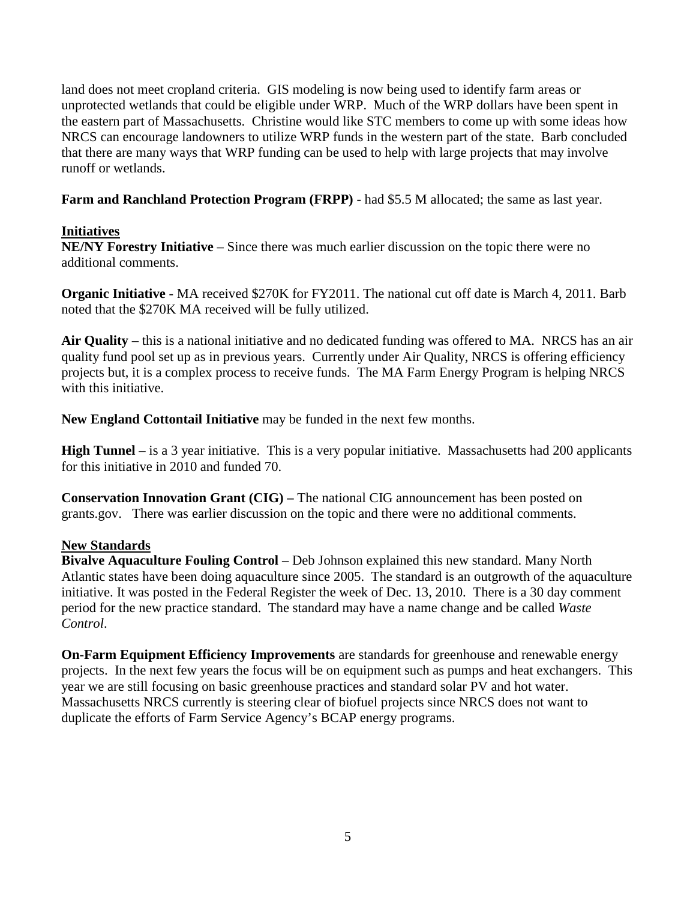land does not meet cropland criteria. GIS modeling is now being used to identify farm areas or unprotected wetlands that could be eligible under WRP. Much of the WRP dollars have been spent in the eastern part of Massachusetts. Christine would like STC members to come up with some ideas how NRCS can encourage landowners to utilize WRP funds in the western part of the state. Barb concluded that there are many ways that WRP funding can be used to help with large projects that may involve runoff or wetlands.

**Farm and Ranchland Protection Program (FRPP)** - had $5.5 M allocated; the same as last year.

## Initiatives

**NE/NY Forestry Initiative** – Since there was much earlier discussion on the topic there were no additional comments.

**Organic Initiative** - MA received $270K for FY2011. The national cut off date is March 4, 2011. Barb noted that the $270K MA received will be fully utilized.

**Air Quality** – this is a national initiative and no dedicated funding was offered to MA. NRCS has an air quality fund pool set up as in previous years. Currently under Air Quality, NRCS is offering efficiency projects but, it is a complex process to receive funds. The MA Farm Energy Program is helping NRCS with this initiative.

**New England Cottontail Initiative** may be funded in the next few months.

**High Tunnel** – is a 3 year initiative. This is a very popular initiative. Massachusetts had 200 applicants for this initiative in 2010 and funded 70.

**Conservation Innovation Grant (CIG) –** The national CIG announcement has been posted on grants.gov. There was earlier discussion on the topic and there were no additional comments.

## New Standards

**Bivalve Aquaculture Fouling Control** – Deb Johnson explained this new standard. Many North Atlantic states have been doing aquaculture since 2005. The standard is an outgrowth of the aquaculture initiative. It was posted in the Federal Register the week of Dec. 13, 2010. There is a 30 day comment period for the new practice standard. The standard may have a name change and be called *Waste Control*.

**On-Farm Equipment Efficiency Improvements** are standards for greenhouse and renewable energy projects. In the next few years the focus will be on equipment such as pumps and heat exchangers. This year we are still focusing on basic greenhouse practices and standard solar PV and hot water. Massachusetts NRCS currently is steering clear of biofuel projects since NRCS does not want to duplicate the efforts of Farm Service Agency's BCAP energy programs.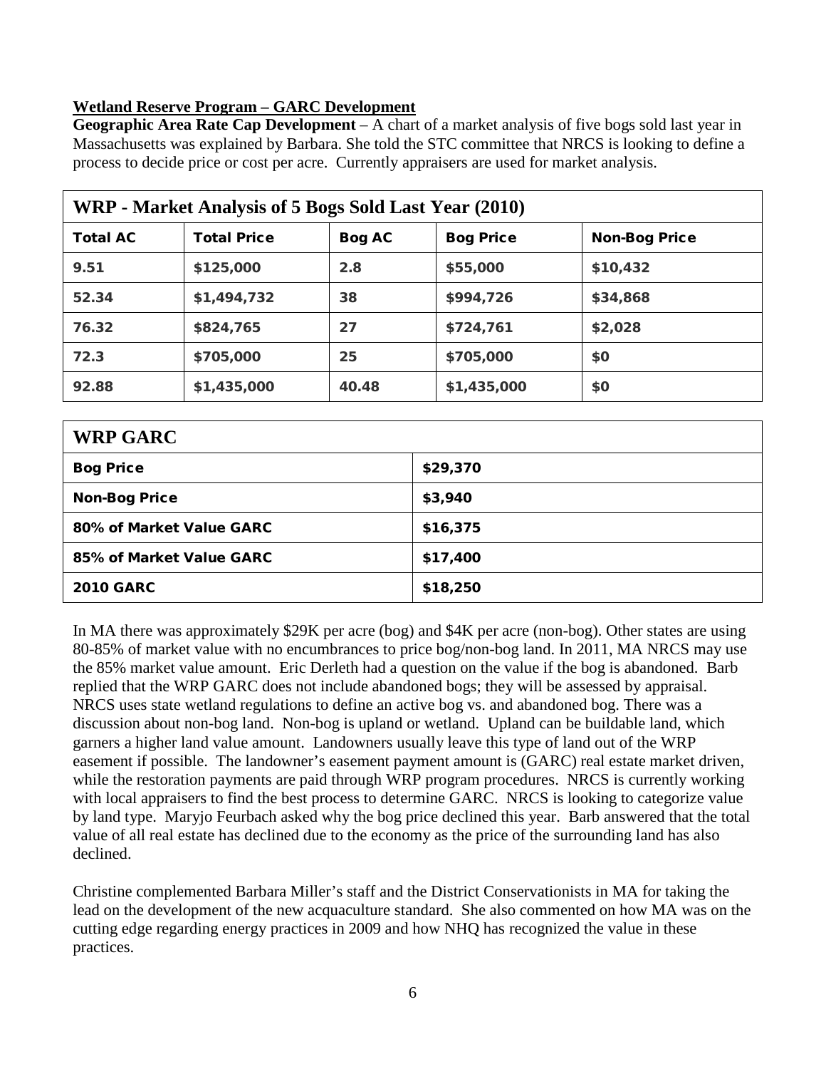**Wetland Reserve Program – GARC Development**

**Geographic Area Rate Cap Development** – A chart of a market analysis of five bogs sold last year in Massachusetts was explained by Barbara. She told the STC committee that NRCS is looking to define a process to decide price or cost per acre. Currently appraisers are used for market analysis.

| WRP - Market Analysis of 5 Bogs Sold Last Year (2010) | | | | |
|---|---|---|---|---|
| **Total AC** | **Total Price** | **Bog AC** | **Bog Price** | **Non-Bog Price** |
| 9.51 | $125,000 | 2.8 | $55,000 | $10,432 |
| 52.34 | $1,494,732 | 38 | $994,726 | $34,868 |
| 76.32 | $824,765 | 27 | $724,761 | $2,028 |
| 72.3 | $705,000 | 25 | $705,000 | $0 |
| 92.88 | $1,435,000 | 40.48 | $1,435,000 | $0 |

| WRP GARC | |
|---|---|
| **Bog Price** | $29,370 |
| **Non-Bog Price** | $3,940 |
| **80% of Market Value GARC** | $16,375 |
| **85% of Market Value GARC** | $17,400 |
| **2010 GARC** | $18,250 |

In MA there was approximately $29K per acre (bog) and $4K per acre (non-bog). Other states are using 80-85% of market value with no encumbrances to price bog/non-bog land. In 2011, MA NRCS may use the 85% market value amount. Eric Derleth had a question on the value if the bog is abandoned. Barb replied that the WRP GARC does not include abandoned bogs; they will be assessed by appraisal. NRCS uses state wetland regulations to define an active bog vs. and abandoned bog. There was a discussion about non-bog land. Non-bog is upland or wetland. Upland can be buildable land, which garners a higher land value amount. Landowners usually leave this type of land out of the WRP easement if possible. The landowner's easement payment amount is (GARC) real estate market driven, while the restoration payments are paid through WRP program procedures. NRCS is currently working with local appraisers to find the best process to determine GARC. NRCS is looking to categorize value by land type. Maryjo Feurbach asked why the bog price declined this year. Barb answered that the total value of all real estate has declined due to the economy as the price of the surrounding land has also declined.

Christine complemented Barbara Miller's staff and the District Conservationists in MA for taking the lead on the development of the new acquaculture standard. She also commented on how MA was on the cutting edge regarding energy practices in 2009 and how NHQ has recognized the value in these practices.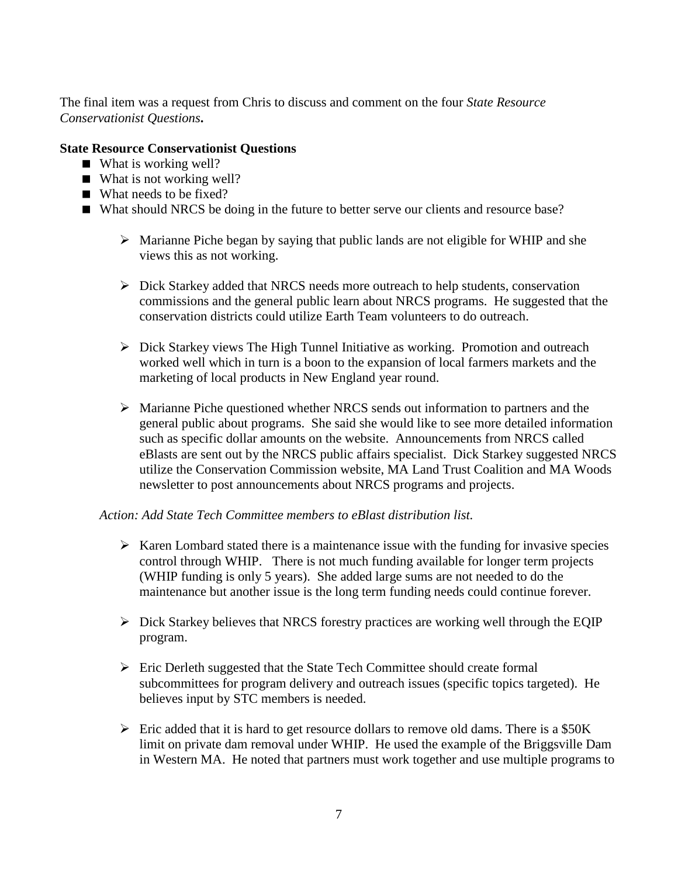The final item was a request from Chris to discuss and comment on the four *State Resource Conservationist Questions***.**

**State Resource Conservationist Questions**

- What is working well?
- What is not working well?
- What needs to be fixed?
- What should NRCS be doing in the future to better serve our clients and resource base?

    - Marianne Piche began by saying that public lands are not eligible for WHIP and she views this as not working.

    - Dick Starkey added that NRCS needs more outreach to help students, conservation commissions and the general public learn about NRCS programs. He suggested that the conservation districts could utilize Earth Team volunteers to do outreach.

    - Dick Starkey views The High Tunnel Initiative as working. Promotion and outreach worked well which in turn is a boon to the expansion of local farmers markets and the marketing of local products in New England year round.

    - Marianne Piche questioned whether NRCS sends out information to partners and the general public about programs. She said she would like to see more detailed information such as specific dollar amounts on the website. Announcements from NRCS called eBlasts are sent out by the NRCS public affairs specialist. Dick Starkey suggested NRCS utilize the Conservation Commission website, MA Land Trust Coalition and MA Woods newsletter to post announcements about NRCS programs and projects.

*Action: Add State Tech Committee members to eBlast distribution list.*

- Karen Lombard stated there is a maintenance issue with the funding for invasive species control through WHIP. There is not much funding available for longer term projects (WHIP funding is only 5 years). She added large sums are not needed to do the maintenance but another issue is the long term funding needs could continue forever.

- Dick Starkey believes that NRCS forestry practices are working well through the EQIP program.

- Eric Derleth suggested that the State Tech Committee should create formal subcommittees for program delivery and outreach issues (specific topics targeted). He believes input by STC members is needed.

- Eric added that it is hard to get resource dollars to remove old dams. There is a $50K limit on private dam removal under WHIP. He used the example of the Briggsville Dam in Western MA. He noted that partners must work together and use multiple programs to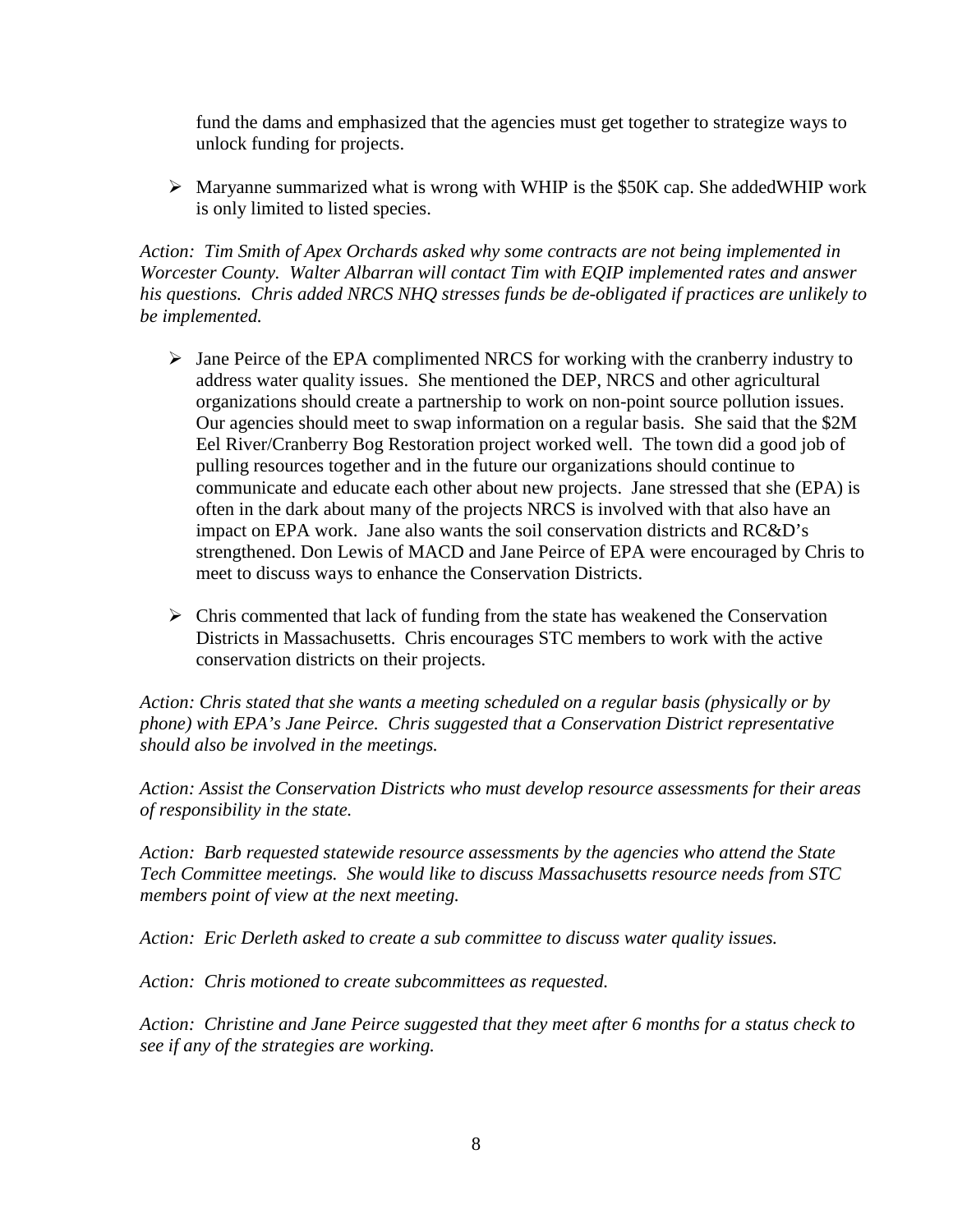fund the dams and emphasized that the agencies must get together to strategize ways to unlock funding for projects.

- Maryanne summarized what is wrong with WHIP is the $50K cap. She addedWHIP work is only limited to listed species.

*Action: Tim Smith of Apex Orchards asked why some contracts are not being implemented in Worcester County. Walter Albarran will contact Tim with EQIP implemented rates and answer his questions. Chris added NRCS NHQ stresses funds be de-obligated if practices are unlikely to be implemented.*

- Jane Peirce of the EPA complimented NRCS for working with the cranberry industry to address water quality issues. She mentioned the DEP, NRCS and other agricultural organizations should create a partnership to work on non-point source pollution issues. Our agencies should meet to swap information on a regular basis. She said that the $2M Eel River/Cranberry Bog Restoration project worked well. The town did a good job of pulling resources together and in the future our organizations should continue to communicate and educate each other about new projects. Jane stressed that she (EPA) is often in the dark about many of the projects NRCS is involved with that also have an impact on EPA work. Jane also wants the soil conservation districts and RC&D's strengthened. Don Lewis of MACD and Jane Peirce of EPA were encouraged by Chris to meet to discuss ways to enhance the Conservation Districts.

- Chris commented that lack of funding from the state has weakened the Conservation Districts in Massachusetts. Chris encourages STC members to work with the active conservation districts on their projects.

*Action: Chris stated that she wants a meeting scheduled on a regular basis (physically or by phone) with EPA's Jane Peirce. Chris suggested that a Conservation District representative should also be involved in the meetings.*

*Action: Assist the Conservation Districts who must develop resource assessments for their areas of responsibility in the state.*

*Action: Barb requested statewide resource assessments by the agencies who attend the State Tech Committee meetings. She would like to discuss Massachusetts resource needs from STC members point of view at the next meeting.*

*Action: Eric Derleth asked to create a sub committee to discuss water quality issues.*

*Action: Chris motioned to create subcommittees as requested.*

*Action: Christine and Jane Peirce suggested that they meet after 6 months for a status check to see if any of the strategies are working.*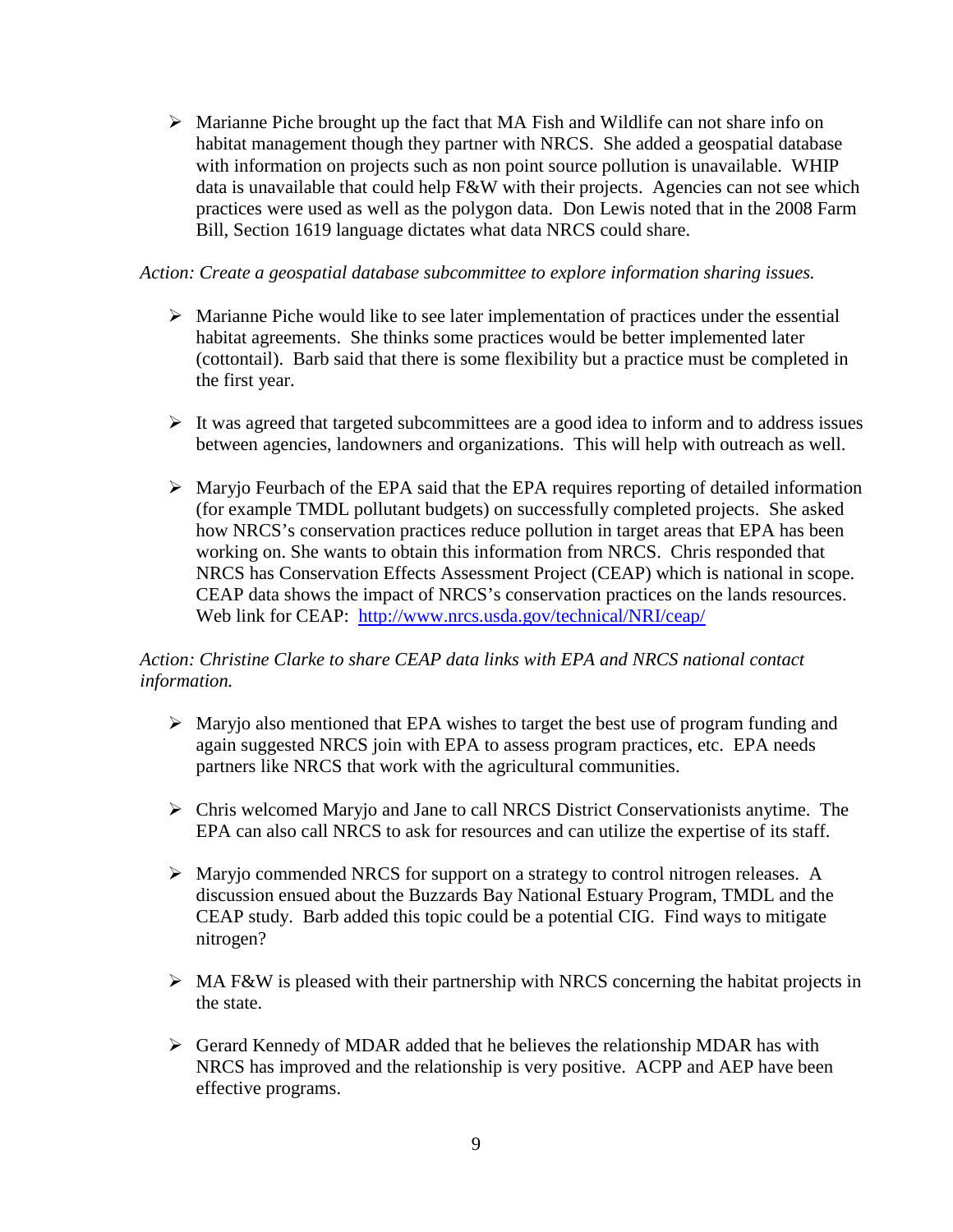- Marianne Piche brought up the fact that MA Fish and Wildlife can not share info on habitat management though they partner with NRCS. She added a geospatial database with information on projects such as non point source pollution is unavailable. WHIP data is unavailable that could help F&W with their projects. Agencies can not see which practices were used as well as the polygon data. Don Lewis noted that in the 2008 Farm Bill, Section 1619 language dictates what data NRCS could share.

*Action: Create a geospatial database subcommittee to explore information sharing issues.*

- Marianne Piche would like to see later implementation of practices under the essential habitat agreements. She thinks some practices would be better implemented later (cottontail). Barb said that there is some flexibility but a practice must be completed in the first year.

- It was agreed that targeted subcommittees are a good idea to inform and to address issues between agencies, landowners and organizations. This will help with outreach as well.

- Maryjo Feurbach of the EPA said that the EPA requires reporting of detailed information (for example TMDL pollutant budgets) on successfully completed projects. She asked how NRCS's conservation practices reduce pollution in target areas that EPA has been working on. She wants to obtain this information from NRCS. Chris responded that NRCS has Conservation Effects Assessment Project (CEAP) which is national in scope. CEAP data shows the impact of NRCS's conservation practices on the lands resources. Web link for CEAP: [http://www.nrcs.usda.gov/technical/NRI/ceap/](http://www.nrcs.usda.gov/technical/NRI/ceap/)

*Action: Christine Clarke to share CEAP data links with EPA and NRCS national contact information.*

- Maryjo also mentioned that EPA wishes to target the best use of program funding and again suggested NRCS join with EPA to assess program practices, etc. EPA needs partners like NRCS that work with the agricultural communities.

- Chris welcomed Maryjo and Jane to call NRCS District Conservationists anytime. The EPA can also call NRCS to ask for resources and can utilize the expertise of its staff.

- Maryjo commended NRCS for support on a strategy to control nitrogen releases. A discussion ensued about the Buzzards Bay National Estuary Program, TMDL and the CEAP study. Barb added this topic could be a potential CIG. Find ways to mitigate nitrogen?

- MA F&W is pleased with their partnership with NRCS concerning the habitat projects in the state.

- Gerard Kennedy of MDAR added that he believes the relationship MDAR has with NRCS has improved and the relationship is very positive. ACPP and AEP have been effective programs.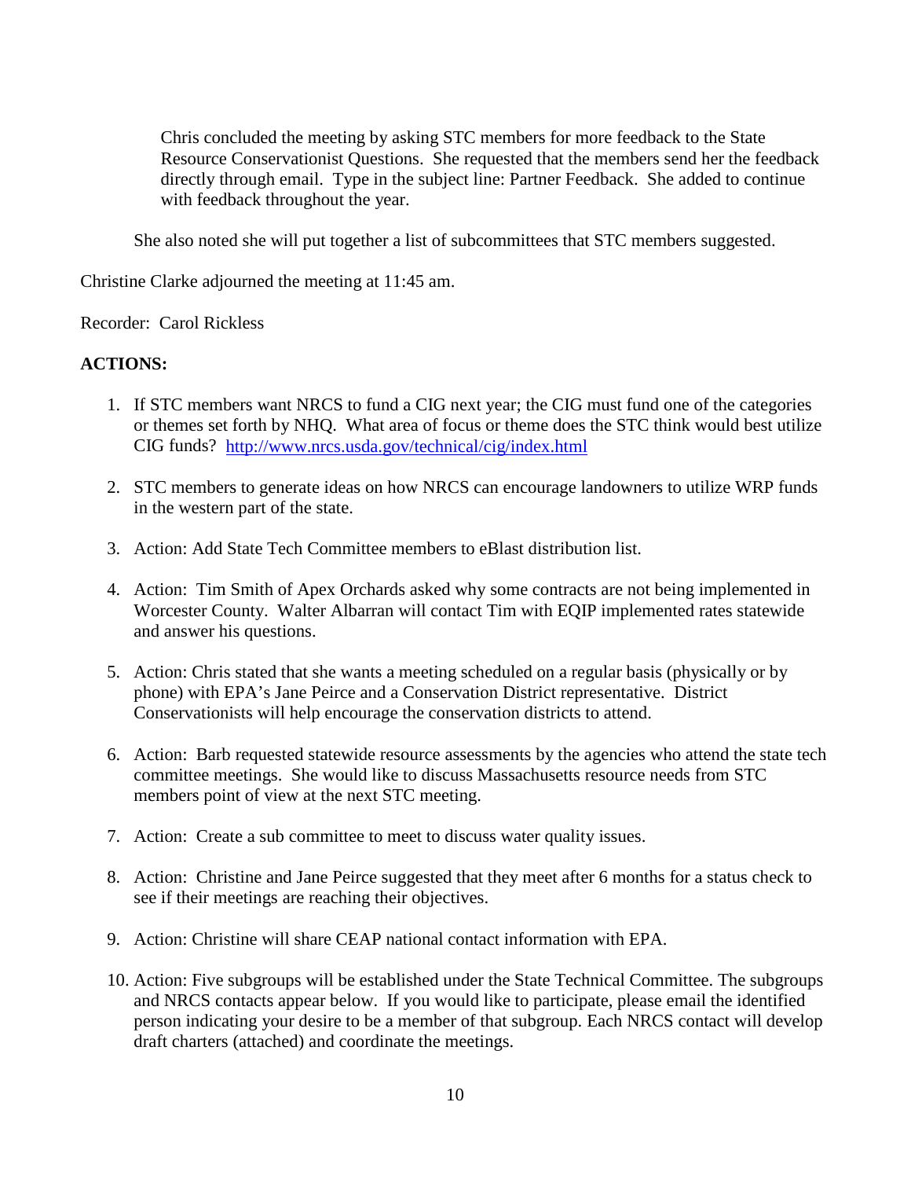Chris concluded the meeting by asking STC members for more feedback to the State Resource Conservationist Questions. She requested that the members send her the feedback directly through email. Type in the subject line: Partner Feedback. She added to continue with feedback throughout the year.

She also noted she will put together a list of subcommittees that STC members suggested.

Christine Clarke adjourned the meeting at 11:45 am.

Recorder: Carol Rickless

**ACTIONS:**

1. If STC members want NRCS to fund a CIG next year; the CIG must fund one of the categories or themes set forth by NHQ. What area of focus or theme does the STC think would best utilize CIG funds? http://www.nrcs.usda.gov/technical/cig/index.html

2. STC members to generate ideas on how NRCS can encourage landowners to utilize WRP funds in the western part of the state.

3. Action: Add State Tech Committee members to eBlast distribution list.

4. Action: Tim Smith of Apex Orchards asked why some contracts are not being implemented in Worcester County. Walter Albarran will contact Tim with EQIP implemented rates statewide and answer his questions.

5. Action: Chris stated that she wants a meeting scheduled on a regular basis (physically or by phone) with EPA's Jane Peirce and a Conservation District representative. District Conservationists will help encourage the conservation districts to attend.

6. Action: Barb requested statewide resource assessments by the agencies who attend the state tech committee meetings. She would like to discuss Massachusetts resource needs from STC members point of view at the next STC meeting.

7. Action: Create a sub committee to meet to discuss water quality issues.

8. Action: Christine and Jane Peirce suggested that they meet after 6 months for a status check to see if their meetings are reaching their objectives.

9. Action: Christine will share CEAP national contact information with EPA.

10. Action: Five subgroups will be established under the State Technical Committee. The subgroups and NRCS contacts appear below. If you would like to participate, please email the identified person indicating your desire to be a member of that subgroup. Each NRCS contact will develop draft charters (attached) and coordinate the meetings.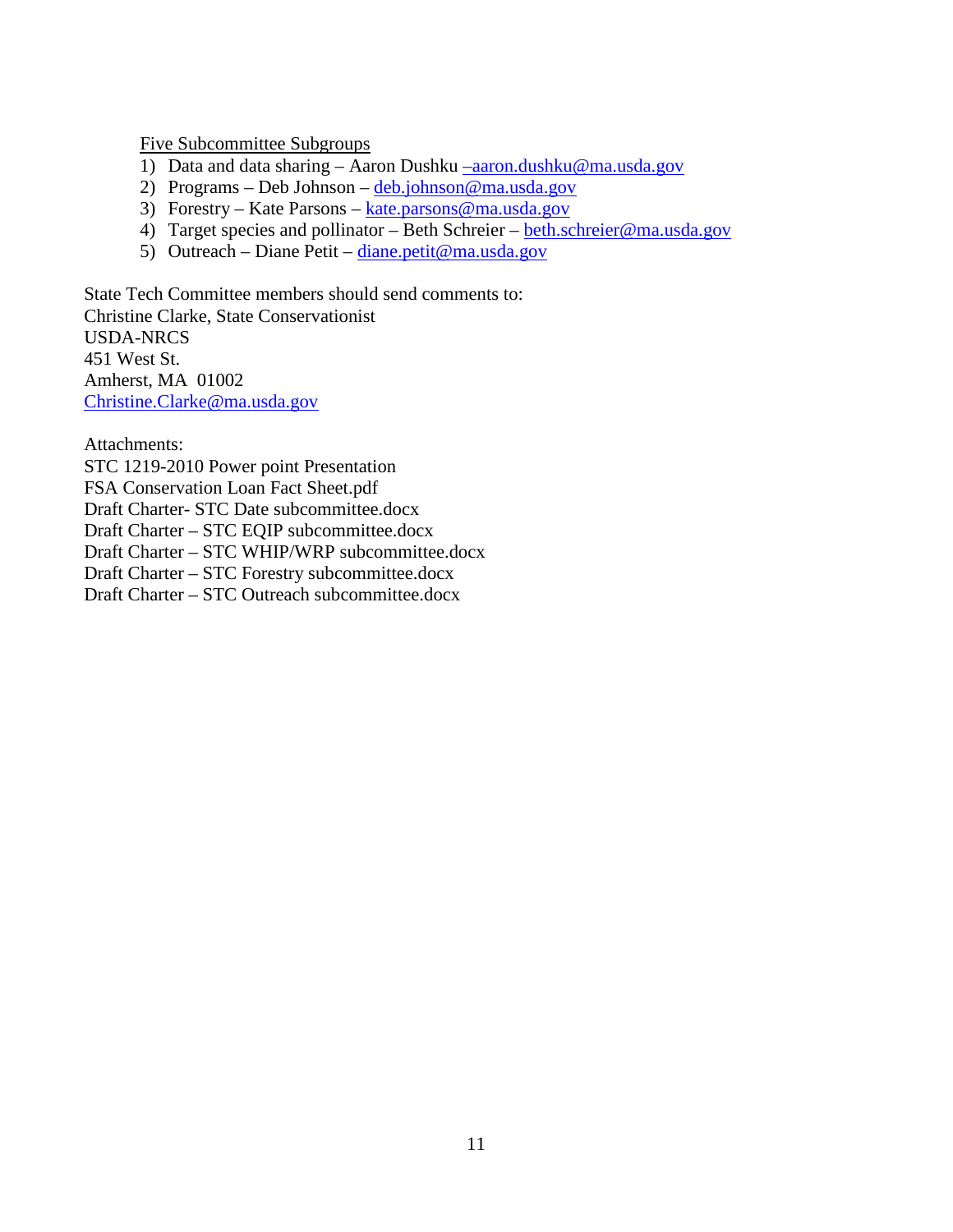Five Subcommittee Subgroups

1) Data and data sharing – Aaron Dushku –aaron.dushku@ma.usda.gov
2) Programs – Deb Johnson – deb.johnson@ma.usda.gov
3) Forestry – Kate Parsons – kate.parsons@ma.usda.gov
4) Target species and pollinator – Beth Schreier – beth.schreier@ma.usda.gov
5) Outreach – Diane Petit – diane.petit@ma.usda.gov

State Tech Committee members should send comments to:
Christine Clarke, State Conservationist
USDA-NRCS
451 West St.
Amherst, MA 01002
Christine.Clarke@ma.usda.gov

Attachments:
STC 1219-2010 Power point Presentation
FSA Conservation Loan Fact Sheet.pdf
Draft Charter- STC Date subcommittee.docx
Draft Charter – STC EQIP subcommittee.docx
Draft Charter – STC WHIP/WRP subcommittee.docx
Draft Charter – STC Forestry subcommittee.docx
Draft Charter – STC Outreach subcommittee.docx